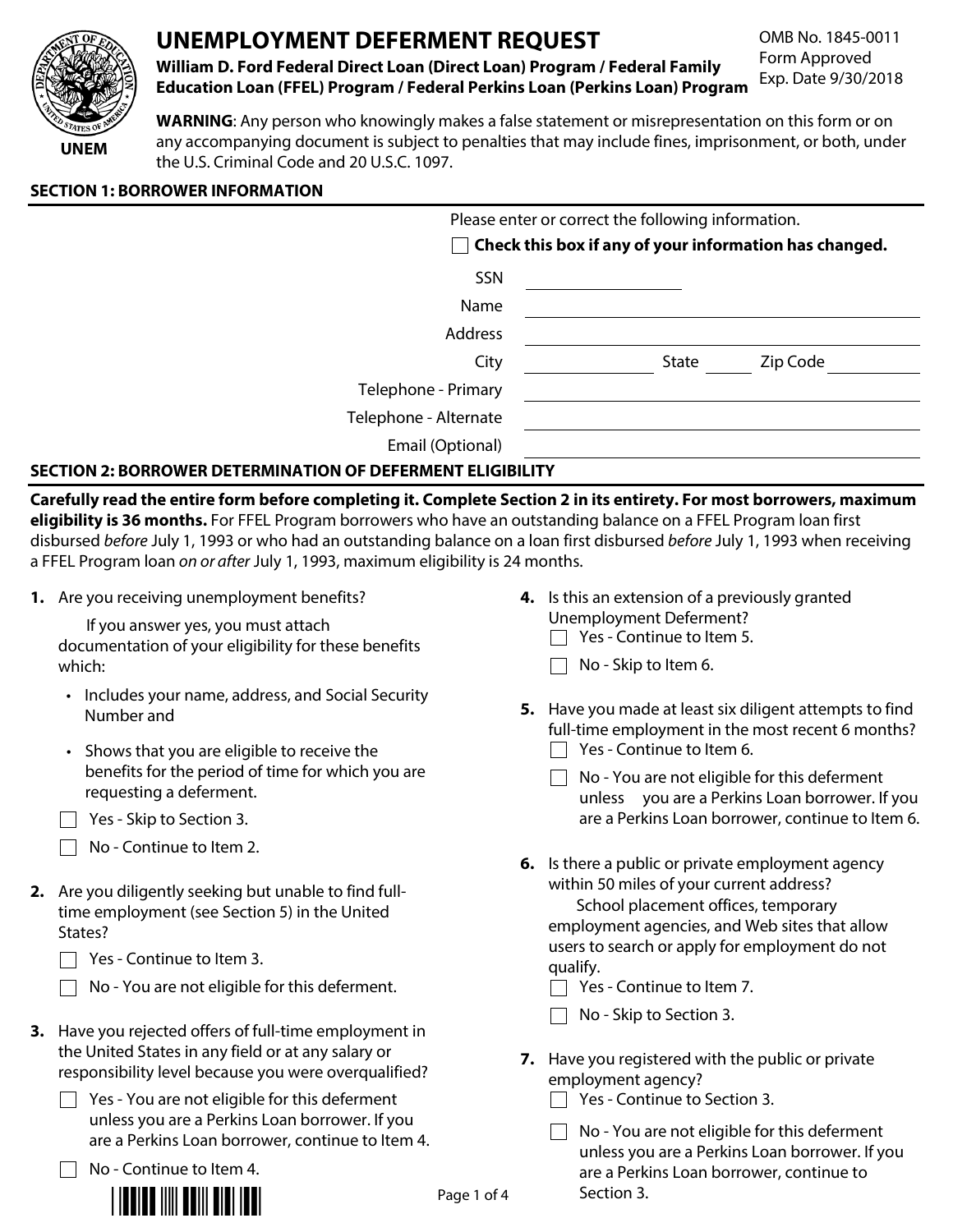# UNEMPLOYMENT DEFERMENT REQUEST

**William D. Ford Federal Direct Loan (Direct Loan) Program / Federal Family Education Loan (FFEL) Program / Federal Perkins Loan (Perkins Loan) Program**

UNEM

OMB No. 1845-0011
Form Approved
Exp. Date 9/30/2018

**WARNING**: Any person who knowingly makes a false statement or misrepresentation on this form or on any accompanying document is subject to penalties that may include fines, imprisonment, or both, under the U.S. Criminal Code and 20 U.S.C. 1097.

## SECTION 1: BORROWER INFORMATION

Please enter or correct the following information.

☐ **Check this box if any of your information has changed.**

SSN ____________

Name ____________

Address ____________

City ____________ State ______ Zip Code ____________

Telephone - Primary ____________

Telephone - Alternate ____________

Email (Optional) ____________

## SECTION 2: BORROWER DETERMINATION OF DEFERMENT ELIGIBILITY

**Carefully read the entire form before completing it. Complete Section 2 in its entirety. For most borrowers, maximum eligibility is 36 months.** For FFEL Program borrowers who have an outstanding balance on a FFEL Program loan first disbursed *before* July 1, 1993 or who had an outstanding balance on a loan first disbursed *before* July 1, 1993 when receiving a FFEL Program loan *on or after* July 1, 1993, maximum eligibility is 24 months.

**1.** Are you receiving unemployment benefits?

If you answer yes, you must attach documentation of your eligibility for these benefits which:

- Includes your name, address, and Social Security Number and
- Shows that you are eligible to receive the benefits for the period of time for which you are requesting a deferment.

☐ Yes - Skip to Section 3.

☐ No - Continue to Item 2.

**2.** Are you diligently seeking but unable to find full-time employment (see Section 5) in the United States?

☐ Yes - Continue to Item 3.

☐ No - You are not eligible for this deferment.

**3.** Have you rejected offers of full-time employment in the United States in any field or at any salary or responsibility level because you were overqualified?

☐ Yes - You are not eligible for this deferment unless you are a Perkins Loan borrower. If you are a Perkins Loan borrower, continue to Item 4.

☐ No - Continue to Item 4.

**4.** Is this an extension of a previously granted Unemployment Deferment?

☐ Yes - Continue to Item 5.

☐ No - Skip to Item 6.

**5.** Have you made at least six diligent attempts to find full-time employment in the most recent 6 months?

☐ Yes - Continue to Item 6.

☐ No - You are not eligible for this deferment unless you are a Perkins Loan borrower. If you are a Perkins Loan borrower, continue to Item 6.

**6.** Is there a public or private employment agency within 50 miles of your current address?

School placement offices, temporary employment agencies, and Web sites that allow users to search or apply for employment do not qualify.

☐ Yes - Continue to Item 7.

☐ No - Skip to Section 3.

**7.** Have you registered with the public or private employment agency?

☐ Yes - Continue to Section 3.

☐ No - You are not eligible for this deferment unless you are a Perkins Loan borrower. If you are a Perkins Loan borrower, continue to Section 3.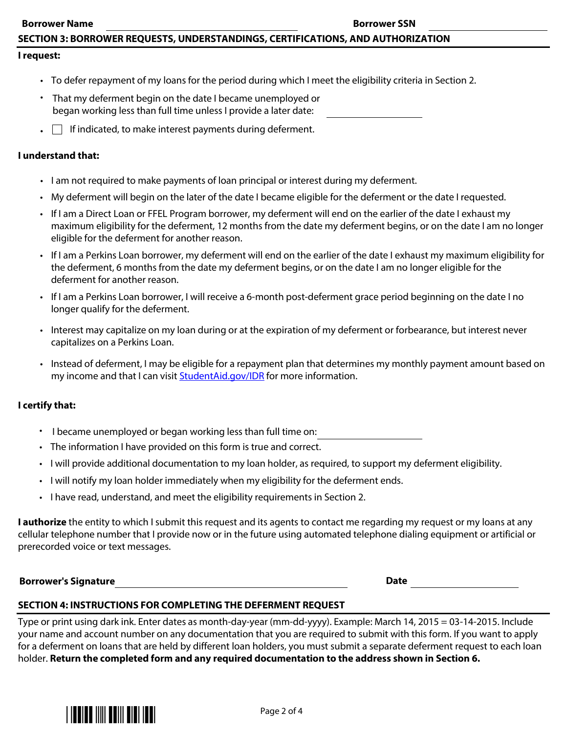**Borrower Name** ______________________ **Borrower SSN** ______________________

## SECTION 3: BORROWER REQUESTS, UNDERSTANDINGS, CERTIFICATIONS, AND AUTHORIZATION

**I request:**

- To defer repayment of my loans for the period during which I meet the eligibility criteria in Section 2.
- That my deferment begin on the date I became unemployed or began working less than full time unless I provide a later date: ______________________
- ☐ If indicated, to make interest payments during deferment.

**I understand that:**

- I am not required to make payments of loan principal or interest during my deferment.
- My deferment will begin on the later of the date I became eligible for the deferment or the date I requested.
- If I am a Direct Loan or FFEL Program borrower, my deferment will end on the earlier of the date I exhaust my maximum eligibility for the deferment, 12 months from the date my deferment begins, or on the date I am no longer eligible for the deferment for another reason.
- If I am a Perkins Loan borrower, my deferment will end on the earlier of the date I exhaust my maximum eligibility for the deferment, 6 months from the date my deferment begins, or on the date I am no longer eligible for the deferment for another reason.
- If I am a Perkins Loan borrower, I will receive a 6-month post-deferment grace period beginning on the date I no longer qualify for the deferment.
- Interest may capitalize on my loan during or at the expiration of my deferment or forbearance, but interest never capitalizes on a Perkins Loan.
- Instead of deferment, I may be eligible for a repayment plan that determines my monthly payment amount based on my income and that I can visit StudentAid.gov/IDR for more information.

**I certify that:**

- I became unemployed or began working less than full time on: ______________________
- The information I have provided on this form is true and correct.
- I will provide additional documentation to my loan holder, as required, to support my deferment eligibility.
- I will notify my loan holder immediately when my eligibility for the deferment ends.
- I have read, understand, and meet the eligibility requirements in Section 2.

**I authorize** the entity to which I submit this request and its agents to contact me regarding my request or my loans at any cellular telephone number that I provide now or in the future using automated telephone dialing equipment or artificial or prerecorded voice or text messages.

**Borrower's Signature** ______________________ **Date** ______________________

## SECTION 4: INSTRUCTIONS FOR COMPLETING THE DEFERMENT REQUEST

Type or print using dark ink. Enter dates as month-day-year (mm-dd-yyyy). Example: March 14, 2015 = 03-14-2015. Include your name and account number on any documentation that you are required to submit with this form. If you want to apply for a deferment on loans that are held by different loan holders, you must submit a separate deferment request to each loan holder. **Return the completed form and any required documentation to the address shown in Section 6.**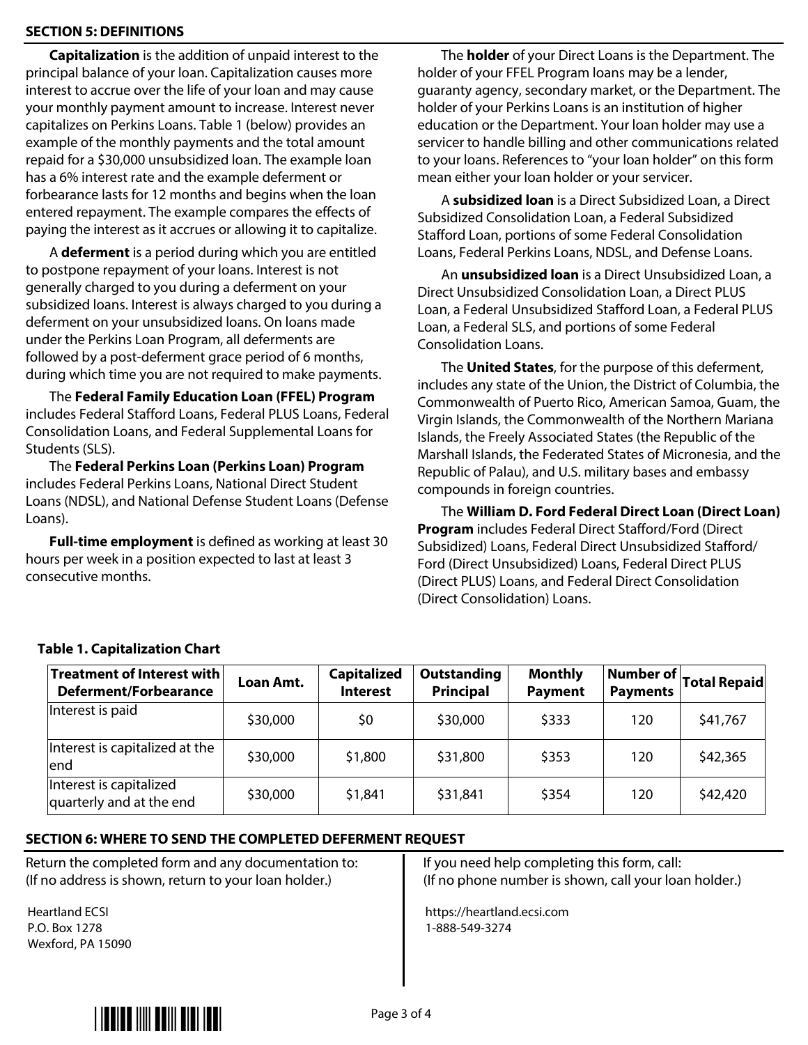## SECTION 5: DEFINITIONS

**Capitalization** is the addition of unpaid interest to the principal balance of your loan. Capitalization causes more interest to accrue over the life of your loan and may cause your monthly payment amount to increase. Interest never capitalizes on Perkins Loans. Table 1 (below) provides an example of the monthly payments and the total amount repaid for a $30,000 unsubsidized loan. The example loan has a 6% interest rate and the example deferment or forbearance lasts for 12 months and begins when the loan entered repayment. The example compares the effects of paying the interest as it accrues or allowing it to capitalize.

A **deferment** is a period during which you are entitled to postpone repayment of your loans. Interest is not generally charged to you during a deferment on your subsidized loans. Interest is always charged to you during a deferment on your unsubsidized loans. On loans made under the Perkins Loan Program, all deferments are followed by a post-deferment grace period of 6 months, during which time you are not required to make payments.

The **Federal Family Education Loan (FFEL) Program** includes Federal Stafford Loans, Federal PLUS Loans, Federal Consolidation Loans, and Federal Supplemental Loans for Students (SLS).

The **Federal Perkins Loan (Perkins Loan) Program** includes Federal Perkins Loans, National Direct Student Loans (NDSL), and National Defense Student Loans (Defense Loans).

**Full-time employment** is defined as working at least 30 hours per week in a position expected to last at least 3 consecutive months.

The **holder** of your Direct Loans is the Department. The holder of your FFEL Program loans may be a lender, guaranty agency, secondary market, or the Department. The holder of your Perkins Loans is an institution of higher education or the Department. Your loan holder may use a servicer to handle billing and other communications related to your loans. References to "your loan holder" on this form mean either your loan holder or your servicer.

A **subsidized loan** is a Direct Subsidized Loan, a Direct Subsidized Consolidation Loan, a Federal Subsidized Stafford Loan, portions of some Federal Consolidation Loans, Federal Perkins Loans, NDSL, and Defense Loans.

An **unsubsidized loan** is a Direct Unsubsidized Loan, a Direct Unsubsidized Consolidation Loan, a Direct PLUS Loan, a Federal Unsubsidized Stafford Loan, a Federal PLUS Loan, a Federal SLS, and portions of some Federal Consolidation Loans.

The **United States**, for the purpose of this deferment, includes any state of the Union, the District of Columbia, the Commonwealth of Puerto Rico, American Samoa, Guam, the Virgin Islands, the Commonwealth of the Northern Mariana Islands, the Freely Associated States (the Republic of the Marshall Islands, the Federated States of Micronesia, and the Republic of Palau), and U.S. military bases and embassy compounds in foreign countries.

The **William D. Ford Federal Direct Loan (Direct Loan) Program** includes Federal Direct Stafford/Ford (Direct Subsidized) Loans, Federal Direct Unsubsidized Stafford/Ford (Direct Unsubsidized) Loans, Federal Direct PLUS (Direct PLUS) Loans, and Federal Direct Consolidation (Direct Consolidation) Loans.

**Table 1. Capitalization Chart**

| Treatment of Interest with Deferment/Forbearance | Loan Amt. | Capitalized Interest | Outstanding Principal | Monthly Payment | Number of Payments | Total Repaid |
|---|---|---|---|---|---|---|
| Interest is paid | $30,000 | $0 | $30,000 | $333 | 120 | $41,767 |
| Interest is capitalized at the end | $30,000 | $1,800 | $31,800 | $353 | 120 | $42,365 |
| Interest is capitalized quarterly and at the end | $30,000 | $1,841 | $31,841 | $354 | 120 | $42,420 |

## SECTION 6: WHERE TO SEND THE COMPLETED DEFERMENT REQUEST

Return the completed form and any documentation to:
(If no address is shown, return to your loan holder.)

Heartland ECSI
P.O. Box 1278
Wexford, PA 15090

If you need help completing this form, call:
(If no phone number is shown, call your loan holder.)

https://heartland.ecsi.com
1-888-549-3274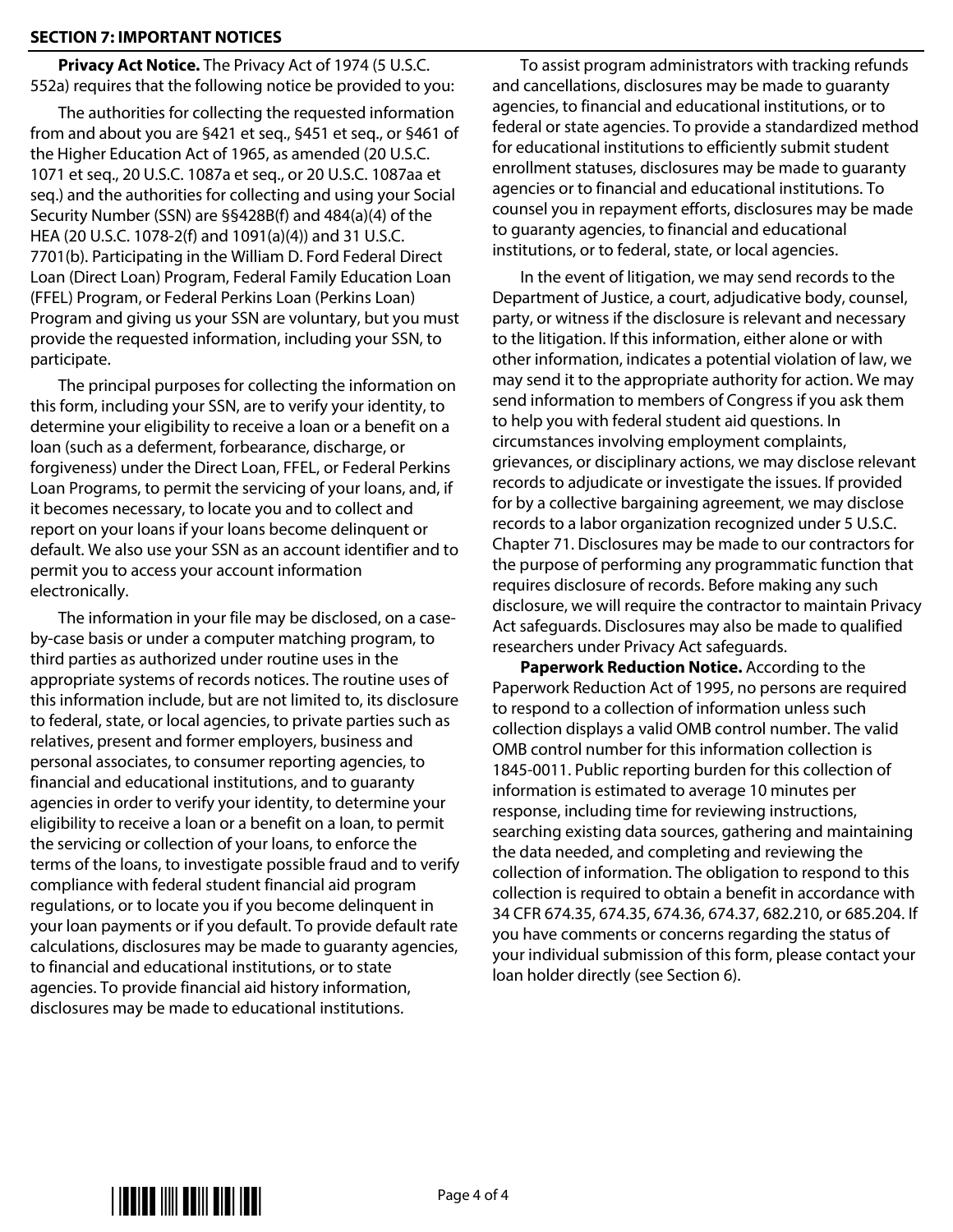## SECTION 7: IMPORTANT NOTICES

**Privacy Act Notice.** The Privacy Act of 1974 (5 U.S.C. 552a) requires that the following notice be provided to you:

The authorities for collecting the requested information from and about you are §421 et seq., §451 et seq., or §461 of the Higher Education Act of 1965, as amended (20 U.S.C. 1071 et seq., 20 U.S.C. 1087a et seq., or 20 U.S.C. 1087aa et seq.) and the authorities for collecting and using your Social Security Number (SSN) are §§428B(f) and 484(a)(4) of the HEA (20 U.S.C. 1078-2(f) and 1091(a)(4)) and 31 U.S.C. 7701(b). Participating in the William D. Ford Federal Direct Loan (Direct Loan) Program, Federal Family Education Loan (FFEL) Program, or Federal Perkins Loan (Perkins Loan) Program and giving us your SSN are voluntary, but you must provide the requested information, including your SSN, to participate.

The principal purposes for collecting the information on this form, including your SSN, are to verify your identity, to determine your eligibility to receive a loan or a benefit on a loan (such as a deferment, forbearance, discharge, or forgiveness) under the Direct Loan, FFEL, or Federal Perkins Loan Programs, to permit the servicing of your loans, and, if it becomes necessary, to locate you and to collect and report on your loans if your loans become delinquent or default. We also use your SSN as an account identifier and to permit you to access your account information electronically.

The information in your file may be disclosed, on a case-by-case basis or under a computer matching program, to third parties as authorized under routine uses in the appropriate systems of records notices. The routine uses of this information include, but are not limited to, its disclosure to federal, state, or local agencies, to private parties such as relatives, present and former employers, business and personal associates, to consumer reporting agencies, to financial and educational institutions, and to guaranty agencies in order to verify your identity, to determine your eligibility to receive a loan or a benefit on a loan, to permit the servicing or collection of your loans, to enforce the terms of the loans, to investigate possible fraud and to verify compliance with federal student financial aid program regulations, or to locate you if you become delinquent in your loan payments or if you default. To provide default rate calculations, disclosures may be made to guaranty agencies, to financial and educational institutions, or to state agencies. To provide financial aid history information, disclosures may be made to educational institutions.

To assist program administrators with tracking refunds and cancellations, disclosures may be made to guaranty agencies, to financial and educational institutions, or to federal or state agencies. To provide a standardized method for educational institutions to efficiently submit student enrollment statuses, disclosures may be made to guaranty agencies or to financial and educational institutions. To counsel you in repayment efforts, disclosures may be made to guaranty agencies, to financial and educational institutions, or to federal, state, or local agencies.

In the event of litigation, we may send records to the Department of Justice, a court, adjudicative body, counsel, party, or witness if the disclosure is relevant and necessary to the litigation. If this information, either alone or with other information, indicates a potential violation of law, we may send it to the appropriate authority for action. We may send information to members of Congress if you ask them to help you with federal student aid questions. In circumstances involving employment complaints, grievances, or disciplinary actions, we may disclose relevant records to adjudicate or investigate the issues. If provided for by a collective bargaining agreement, we may disclose records to a labor organization recognized under 5 U.S.C. Chapter 71. Disclosures may be made to our contractors for the purpose of performing any programmatic function that requires disclosure of records. Before making any such disclosure, we will require the contractor to maintain Privacy Act safeguards. Disclosures may also be made to qualified researchers under Privacy Act safeguards.

**Paperwork Reduction Notice.** According to the Paperwork Reduction Act of 1995, no persons are required to respond to a collection of information unless such collection displays a valid OMB control number. The valid OMB control number for this information collection is 1845-0011. Public reporting burden for this collection of information is estimated to average 10 minutes per response, including time for reviewing instructions, searching existing data sources, gathering and maintaining the data needed, and completing and reviewing the collection of information. The obligation to respond to this collection is required to obtain a benefit in accordance with 34 CFR 674.35, 674.35, 674.36, 674.37, 682.210, or 685.204. If you have comments or concerns regarding the status of your individual submission of this form, please contact your loan holder directly (see Section 6).